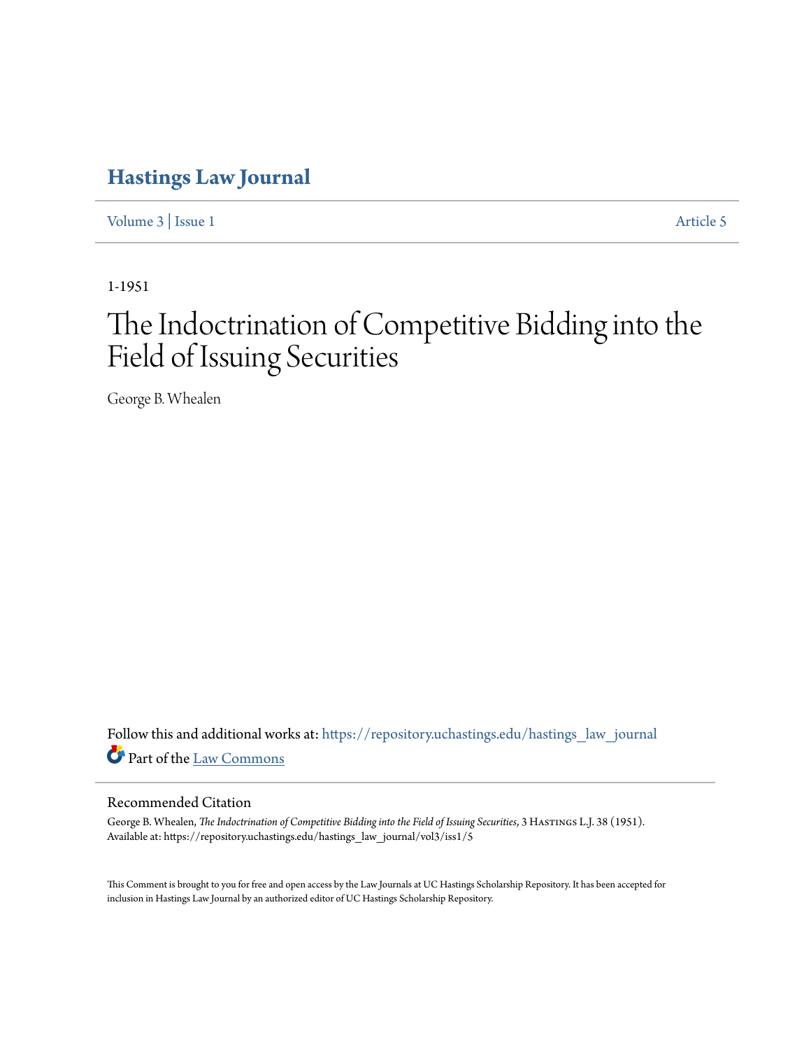# Hastings Law Journal

Volume 3 | Issue 1 Article 5

1-1951

# The Indoctrination of Competitive Bidding into the Field of Issuing Securities

George B. Whealen

Follow this and additional works at: https://repository.uchastings.edu/hastings_law_journal

Part of the Law Commons

## Recommended Citation

George B. Whealen, *The Indoctrination of Competitive Bidding into the Field of Issuing Securities*, 3 Hastings L.J. 38 (1951).
Available at: https://repository.uchastings.edu/hastings_law_journal/vol3/iss1/5

This Comment is brought to you for free and open access by the Law Journals at UC Hastings Scholarship Repository. It has been accepted for inclusion in Hastings Law Journal by an authorized editor of UC Hastings Scholarship Repository.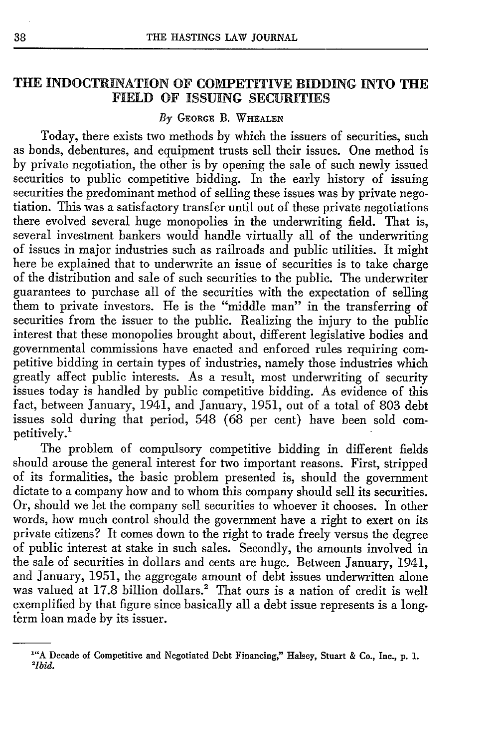# THE INDOCTRINATION OF COMPETITIVE BIDDING INTO THE FIELD OF ISSUING SECURITIES

*By* GEORGE B. WHEALEN

Today, there exists two methods by which the issuers of securities, such as bonds, debentures, and equipment trusts sell their issues. One method is by private negotiation, the other is by opening the sale of such newly issued securities to public competitive bidding. In the early history of issuing securities the predominant method of selling these issues was by private negotiation. This was a satisfactory transfer until out of these private negotiations there evolved several huge monopolies in the underwriting field. That is, several investment bankers would handle virtually all of the underwriting of issues in major industries such as railroads and public utilities. It might here be explained that to underwrite an issue of securities is to take charge of the distribution and sale of such securities to the public. The underwriter guarantees to purchase all of the securities with the expectation of selling them to private investors. He is the "middle man" in the transferring of securities from the issuer to the public. Realizing the injury to the public interest that these monopolies brought about, different legislative bodies and governmental commissions have enacted and enforced rules requiring competitive bidding in certain types of industries, namely those industries which greatly affect public interests. As a result, most underwriting of security issues today is handled by public competitive bidding. As evidence of this fact, between January, 1941, and January, 1951, out of a total of 803 debt issues sold during that period, 548 (68 per cent) have been sold competitively.[1]

The problem of compulsory competitive bidding in different fields should arouse the general interest for two important reasons. First, stripped of its formalities, the basic problem presented is, should the government dictate to a company how and to whom this company should sell its securities. Or, should we let the company sell securities to whoever it chooses. In other words, how much control should the government have a right to exert on its private citizens? It comes down to the right to trade freely versus the degree of public interest at stake in such sales. Secondly, the amounts involved in the sale of securities in dollars and cents are huge. Between January, 1941, and January, 1951, the aggregate amount of debt issues underwritten alone was valued at 17.8 billion dollars.[2] That ours is a nation of credit is well exemplified by that figure since basically all a debt issue represents is a long-term loan made by its issuer.

---

[1] "A Decade of Competitive and Negotiated Debt Financing," Halsey, Stuart & Co., Inc., p. 1.

[2] *Ibid.*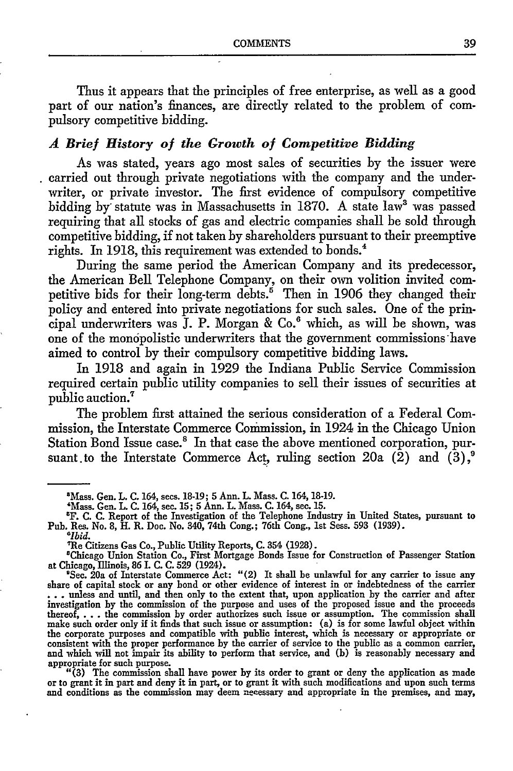Thus it appears that the principles of free enterprise, as well as a good part of our nation's finances, are directly related to the problem of compulsory competitive bidding.

### *A Brief History of the Growth of Competitive Bidding*

As was stated, years ago most sales of securities by the issuer were carried out through private negotiations with the company and the underwriter, or private investor. The first evidence of compulsory competitive bidding by statute was in Massachusetts in 1870. A state law[3] was passed requiring that all stocks of gas and electric companies shall be sold through competitive bidding, if not taken by shareholders pursuant to their preemptive rights. In 1918, this requirement was extended to bonds.[4]

During the same period the American Company and its predecessor, the American Bell Telephone Company, on their own volition invited competitive bids for their long-term debts.[5] Then in 1906 they changed their policy and entered into private negotiations for such sales. One of the principal underwriters was J. P. Morgan & Co.[6] which, as will be shown, was one of the monopolistic underwriters that the government commissions have aimed to control by their compulsory competitive bidding laws.

In 1918 and again in 1929 the Indiana Public Service Commission required certain public utility companies to sell their issues of securities at public auction.[7]

The problem first attained the serious consideration of a Federal Commission, the Interstate Commerce Commission, in 1924 in the Chicago Union Station Bond Issue case.[8] In that case the above mentioned corporation, pursuant to the Interstate Commerce Act, ruling section 20a (2) and (3),[9]

---

[3]Mass. Gen. L. C. 164, secs. 18-19; 5 Ann. L. Mass. C. 164, 18-19.

[4]Mass. Gen. L. C. 164, sec. 15; 5 Ann. L. Mass. C. 164, sec. 15.

[5]F. C. C. Report of the Investigation of the Telephone Industry in United States, pursuant to Pub. Res. No. 8, H. R. Doc. No. 340, 74th Cong.; 76th Cong., 1st Sess. 593 (1939).

[6]*Ibid.*

[7]Re Citizens Gas Co., Public Utility Reports, C. 354 (1928).

[8]Chicago Union Station Co., First Mortgage Bonds Issue for Construction of Passenger Station at Chicago, Illinois, 86 I. C. C. 529 (1924).

[9]Sec. 20a of Interstate Commerce Act: "(2) It shall be unlawful for any carrier to issue any share of capital stock or any bond or other evidence of interest in or indebtedness of the carrier . . . unless and until, and then only to the extent that, upon application by the carrier and after investigation by the commission of the purpose and uses of the proposed issue and the proceeds thereof, . . . the commission by order authorizes such issue or assumption. The commission shall make such order only if it finds that such issue or assumption: (a) is for some lawful object within the corporate purposes and compatible with public interest, which is necessary or appropriate or consistent with the proper performance by the carrier of service to the public as a common carrier, and which will not impair its ability to perform that service, and (b) is reasonably necessary and appropriate for such purpose.

"(3) The commission shall have power by its order to grant or deny the application as made or to grant it in part and deny it in part, or to grant it with such modifications and upon such terms and conditions as the commission may deem necessary and appropriate in the premises, and may,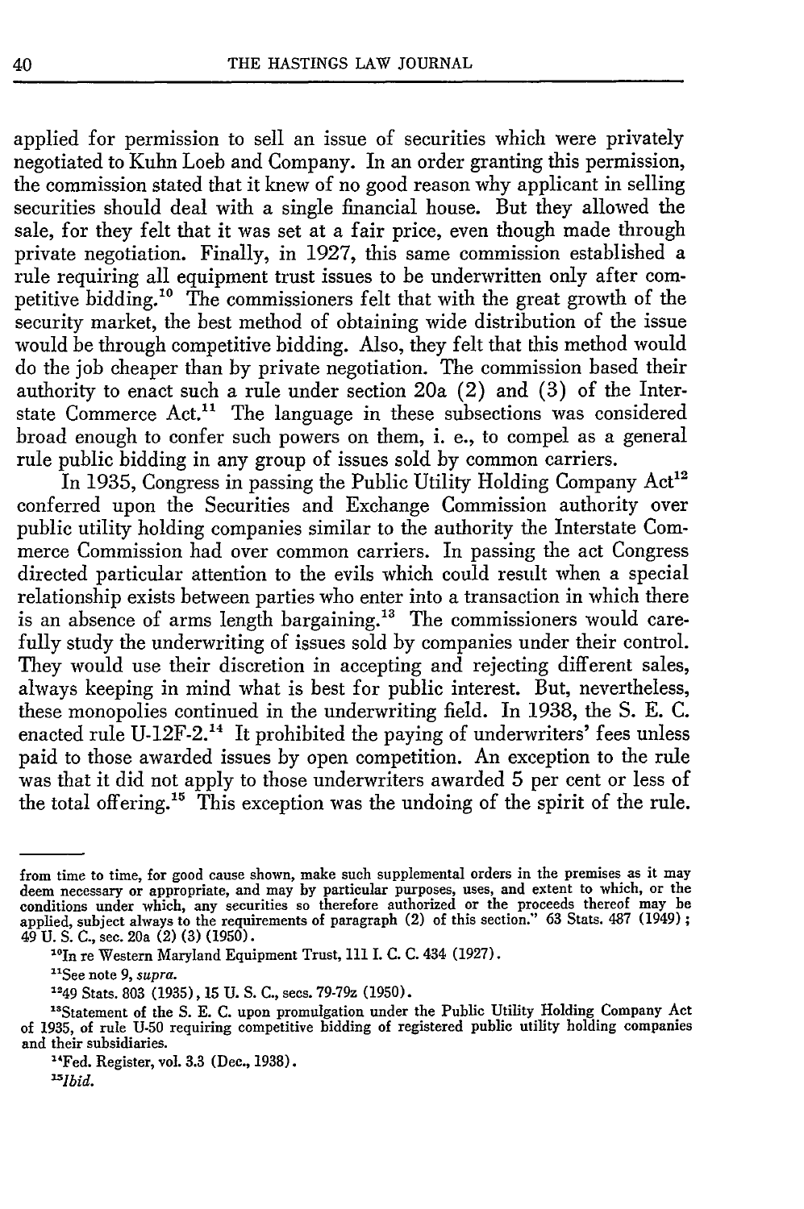applied for permission to sell an issue of securities which were privately negotiated to Kuhn Loeb and Company. In an order granting this permission, the commission stated that it knew of no good reason why applicant in selling securities should deal with a single financial house. But they allowed the sale, for they felt that it was set at a fair price, even though made through private negotiation. Finally, in 1927, this same commission established a rule requiring all equipment trust issues to be underwritten only after competitive bidding.[10] The commissioners felt that with the great growth of the security market, the best method of obtaining wide distribution of the issue would be through competitive bidding. Also, they felt that this method would do the job cheaper than by private negotiation. The commission based their authority to enact such a rule under section 20a (2) and (3) of the Interstate Commerce Act.[11] The language in these subsections was considered broad enough to confer such powers on them, i. e., to compel as a general rule public bidding in any group of issues sold by common carriers.

In 1935, Congress in passing the Public Utility Holding Company Act[12] conferred upon the Securities and Exchange Commission authority over public utility holding companies similar to the authority the Interstate Commerce Commission had over common carriers. In passing the act Congress directed particular attention to the evils which could result when a special relationship exists between parties who enter into a transaction in which there is an absence of arms length bargaining.[13] The commissioners would carefully study the underwriting of issues sold by companies under their control. They would use their discretion in accepting and rejecting different sales, always keeping in mind what is best for public interest. But, nevertheless, these monopolies continued in the underwriting field. In 1938, the S. E. C. enacted rule U-12F-2.[14] It prohibited the paying of underwriters' fees unless paid to those awarded issues by open competition. An exception to the rule was that it did not apply to those underwriters awarded 5 per cent or less of the total offering.[15] This exception was the undoing of the spirit of the rule.

---

from time to time, for good cause shown, make such supplemental orders in the premises as it may deem necessary or appropriate, and may by particular purposes, uses, and extent to which, or the conditions under which, any securities so therefore authorized or the proceeds thereof may be applied, subject always to the requirements of paragraph (2) of this section." 63 Stats. 487 (1949); 49 U. S. C., sec. 20a (2) (3) (1950).

[10] In re Western Maryland Equipment Trust, 111 I. C. C. 434 (1927).

[11] See note 9, *supra*.

[12] 49 Stats. 803 (1935), 15 U. S. C., secs. 79-79z (1950).

[13] Statement of the S. E. C. upon promulgation under the Public Utility Holding Company Act of 1935, of rule U-50 requiring competitive bidding of registered public utility holding companies and their subsidiaries.

[14] Fed. Register, vol. 3.3 (Dec., 1938).

[15] *Ibid.*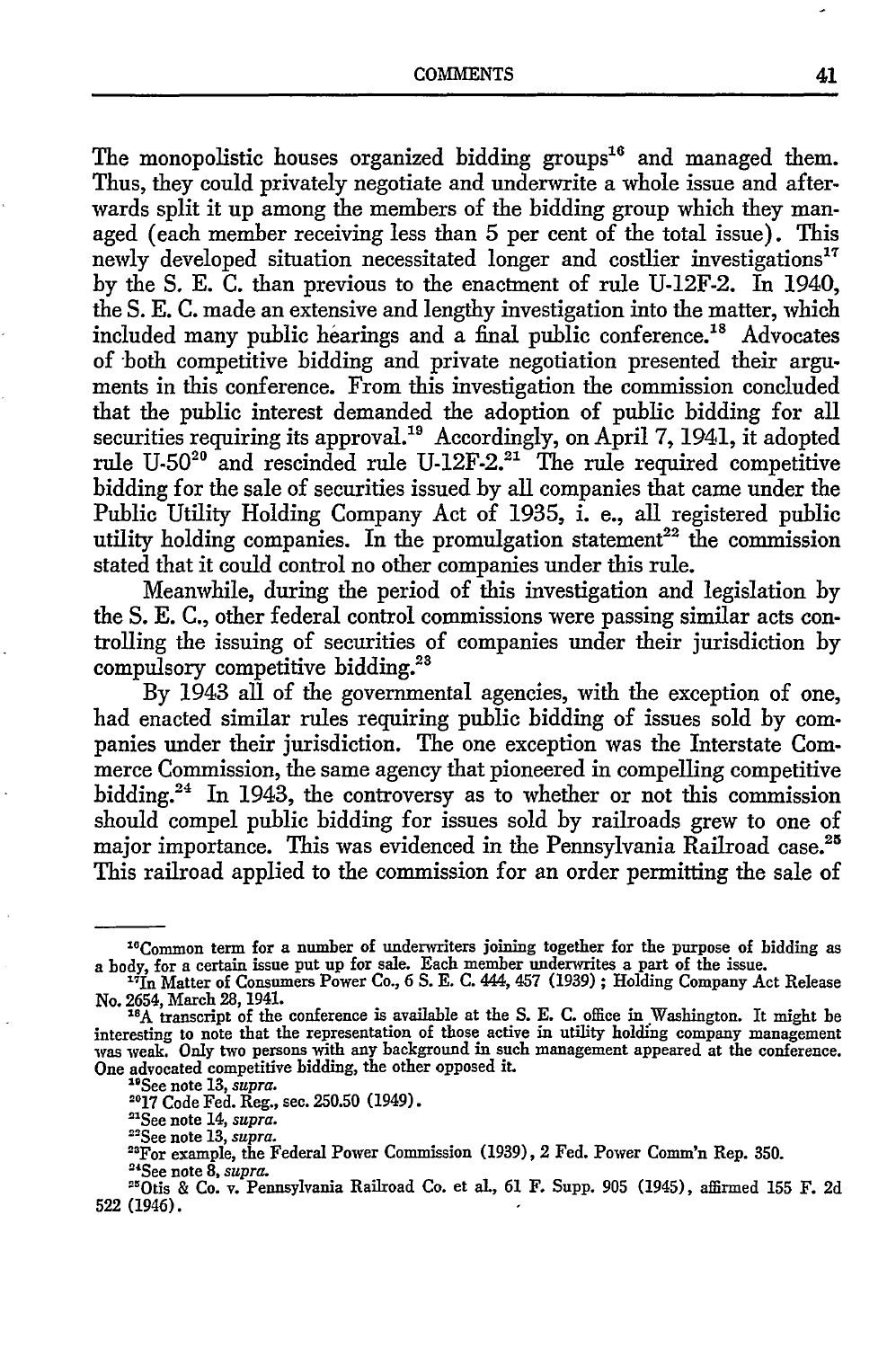The monopolistic houses organized bidding groups[16] and managed them. Thus, they could privately negotiate and underwrite a whole issue and afterwards split it up among the members of the bidding group which they managed (each member receiving less than 5 per cent of the total issue). This newly developed situation necessitated longer and costlier investigations[17] by the S. E. C. than previous to the enactment of rule U-12F-2. In 1940, the S. E. C. made an extensive and lengthy investigation into the matter, which included many public hearings and a final public conference.[18] Advocates of both competitive bidding and private negotiation presented their arguments in this conference. From this investigation the commission concluded that the public interest demanded the adoption of public bidding for all securities requiring its approval.[19] Accordingly, on April 7, 1941, it adopted rule U-50[20] and rescinded rule U-12F-2.[21] The rule required competitive bidding for the sale of securities issued by all companies that came under the Public Utility Holding Company Act of 1935, i. e., all registered public utility holding companies. In the promulgation statement[22] the commission stated that it could control no other companies under this rule.

Meanwhile, during the period of this investigation and legislation by the S. E. C., other federal control commissions were passing similar acts controlling the issuing of securities of companies under their jurisdiction by compulsory competitive bidding.[23]

By 1943 all of the governmental agencies, with the exception of one, had enacted similar rules requiring public bidding of issues sold by companies under their jurisdiction. The one exception was the Interstate Commerce Commission, the same agency that pioneered in compelling competitive bidding.[24] In 1943, the controversy as to whether or not this commission should compel public bidding for issues sold by railroads grew to one of major importance. This was evidenced in the Pennsylvania Railroad case.[25] This railroad applied to the commission for an order permitting the sale of

---

[16]Common term for a number of underwriters joining together for the purpose of bidding as a body, for a certain issue put up for sale. Each member underwrites a part of the issue.

[17]In Matter of Consumers Power Co., 6 S. E. C. 444, 457 (1939); Holding Company Act Release No. 2654, March 28, 1941.

[18]A transcript of the conference is available at the S. E. C. office in Washington. It might be interesting to note that the representation of those active in utility holding company management was weak. Only two persons with any background in such management appeared at the conference. One advocated competitive bidding, the other opposed it.

[19]See note 13, *supra*.

[20]17 Code Fed. Reg., sec. 250.50 (1949).

[21]See note 14, *supra*.

[22]See note 13, *supra*.

[23]For example, the Federal Power Commission (1939), 2 Fed. Power Comm'n Rep. 350.

[24]See note 8, *supra*.

[25]Otis & Co. v. Pennsylvania Railroad Co. et al., 61 F. Supp. 905 (1945), affirmed 155 F. 2d 522 (1946).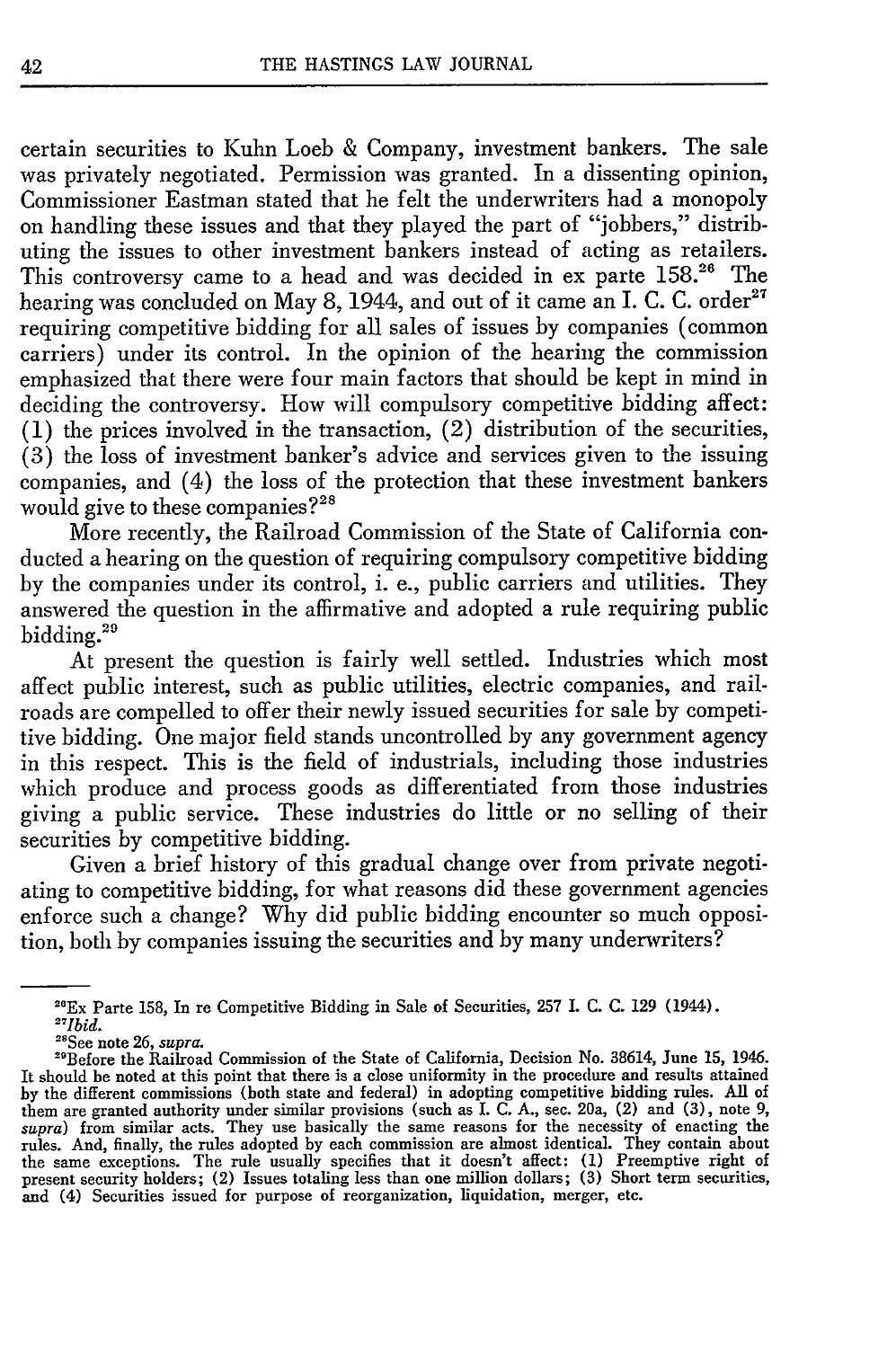certain securities to Kuhn Loeb & Company, investment bankers. The sale was privately negotiated. Permission was granted. In a dissenting opinion, Commissioner Eastman stated that he felt the underwriters had a monopoly on handling these issues and that they played the part of "jobbers," distributing the issues to other investment bankers instead of acting as retailers. This controversy came to a head and was decided in ex parte 158.[26] The hearing was concluded on May 8, 1944, and out of it came an I. C. C. order[27] requiring competitive bidding for all sales of issues by companies (common carriers) under its control. In the opinion of the hearing the commission emphasized that there were four main factors that should be kept in mind in deciding the controversy. How will compulsory competitive bidding affect: (1) the prices involved in the transaction, (2) distribution of the securities, (3) the loss of investment banker's advice and services given to the issuing companies, and (4) the loss of the protection that these investment bankers would give to these companies?[28]

More recently, the Railroad Commission of the State of California conducted a hearing on the question of requiring compulsory competitive bidding by the companies under its control, i. e., public carriers and utilities. They answered the question in the affirmative and adopted a rule requiring public bidding.[29]

At present the question is fairly well settled. Industries which most affect public interest, such as public utilities, electric companies, and railroads are compelled to offer their newly issued securities for sale by competitive bidding. One major field stands uncontrolled by any government agency in this respect. This is the field of industrials, including those industries which produce and process goods as differentiated from those industries giving a public service. These industries do little or no selling of their securities by competitive bidding.

Given a brief history of this gradual change over from private negotiating to competitive bidding, for what reasons did these government agencies enforce such a change? Why did public bidding encounter so much opposition, both by companies issuing the securities and by many underwriters?

---

[26]Ex Parte 158, In re Competitive Bidding in Sale of Securities, 257 I. C. C. 129 (1944).

[27]*Ibid.*

[28]See note 26, *supra.*

[29]Before the Railroad Commission of the State of California, Decision No. 38614, June 15, 1946. It should be noted at this point that there is a close uniformity in the procedure and results attained by the different commissions (both state and federal) in adopting competitive bidding rules. All of them are granted authority under similar provisions (such as I. C. A., sec. 20a, (2) and (3), note 9, *supra*) from similar acts. They use basically the same reasons for the necessity of enacting the rules. And, finally, the rules adopted by each commission are almost identical. They contain about the same exceptions. The rule usually specifies that it doesn't affect: (1) Preemptive right of present security holders; (2) Issues totaling less than one million dollars; (3) Short term securities, and (4) Securities issued for purpose of reorganization, liquidation, merger, etc.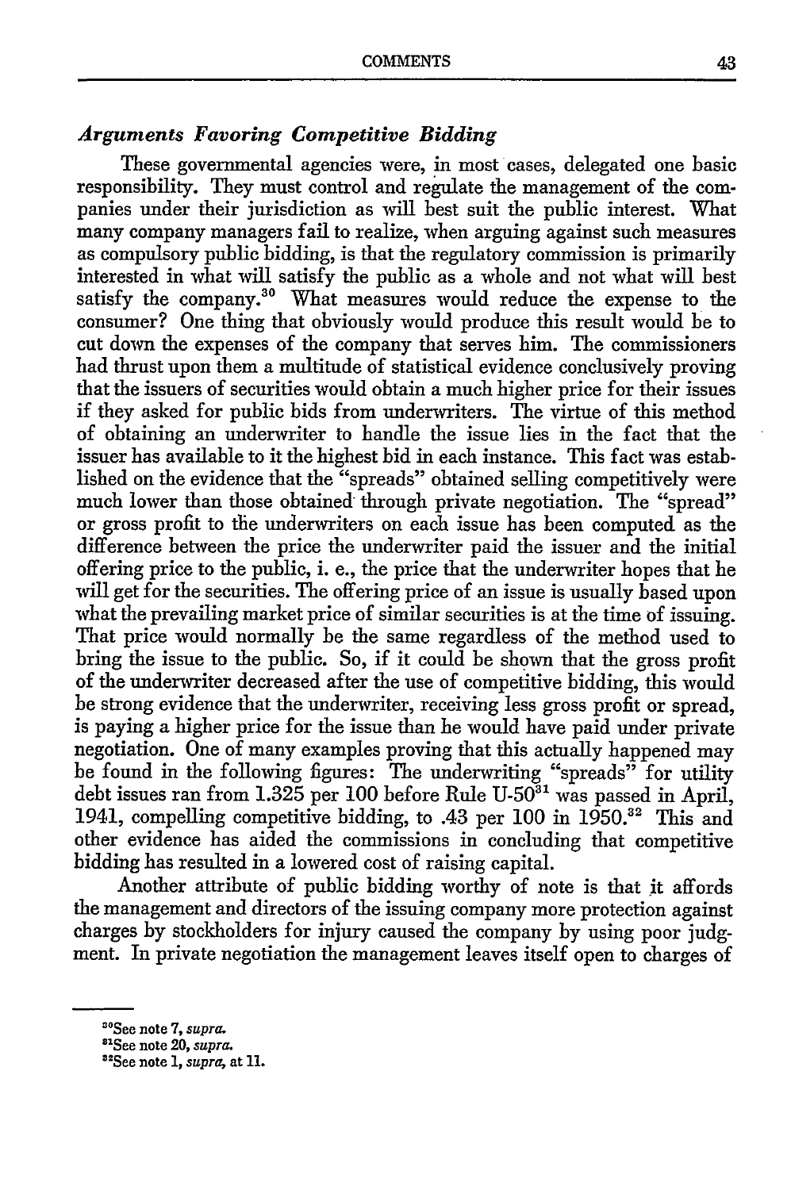### *Arguments Favoring Competitive Bidding*

These governmental agencies were, in most cases, delegated one basic responsibility. They must control and regulate the management of the companies under their jurisdiction as will best suit the public interest. What many company managers fail to realize, when arguing against such measures as compulsory public bidding, is that the regulatory commission is primarily interested in what will satisfy the public as a whole and not what will best satisfy the company.[30] What measures would reduce the expense to the consumer? One thing that obviously would produce this result would be to cut down the expenses of the company that serves him. The commissioners had thrust upon them a multitude of statistical evidence conclusively proving that the issuers of securities would obtain a much higher price for their issues if they asked for public bids from underwriters. The virtue of this method of obtaining an underwriter to handle the issue lies in the fact that the issuer has available to it the highest bid in each instance. This fact was established on the evidence that the "spreads" obtained selling competitively were much lower than those obtained through private negotiation. The "spread" or gross profit to the underwriters on each issue has been computed as the difference between the price the underwriter paid the issuer and the initial offering price to the public, i. e., the price that the underwriter hopes that he will get for the securities. The offering price of an issue is usually based upon what the prevailing market price of similar securities is at the time of issuing. That price would normally be the same regardless of the method used to bring the issue to the public. So, if it could be shown that the gross profit of the underwriter decreased after the use of competitive bidding, this would be strong evidence that the underwriter, receiving less gross profit or spread, is paying a higher price for the issue than he would have paid under private negotiation. One of many examples proving that this actually happened may be found in the following figures: The underwriting "spreads" for utility debt issues ran from 1.325 per 100 before Rule U-50[31] was passed in April, 1941, compelling competitive bidding, to .43 per 100 in 1950.[32] This and other evidence has aided the commissions in concluding that competitive bidding has resulted in a lowered cost of raising capital.

Another attribute of public bidding worthy of note is that it affords the management and directors of the issuing company more protection against charges by stockholders for injury caused the company by using poor judgment. In private negotiation the management leaves itself open to charges of

---

[30] See note 7, *supra.*

[31] See note 20, *supra.*

[32] See note 1, *supra,* at 11.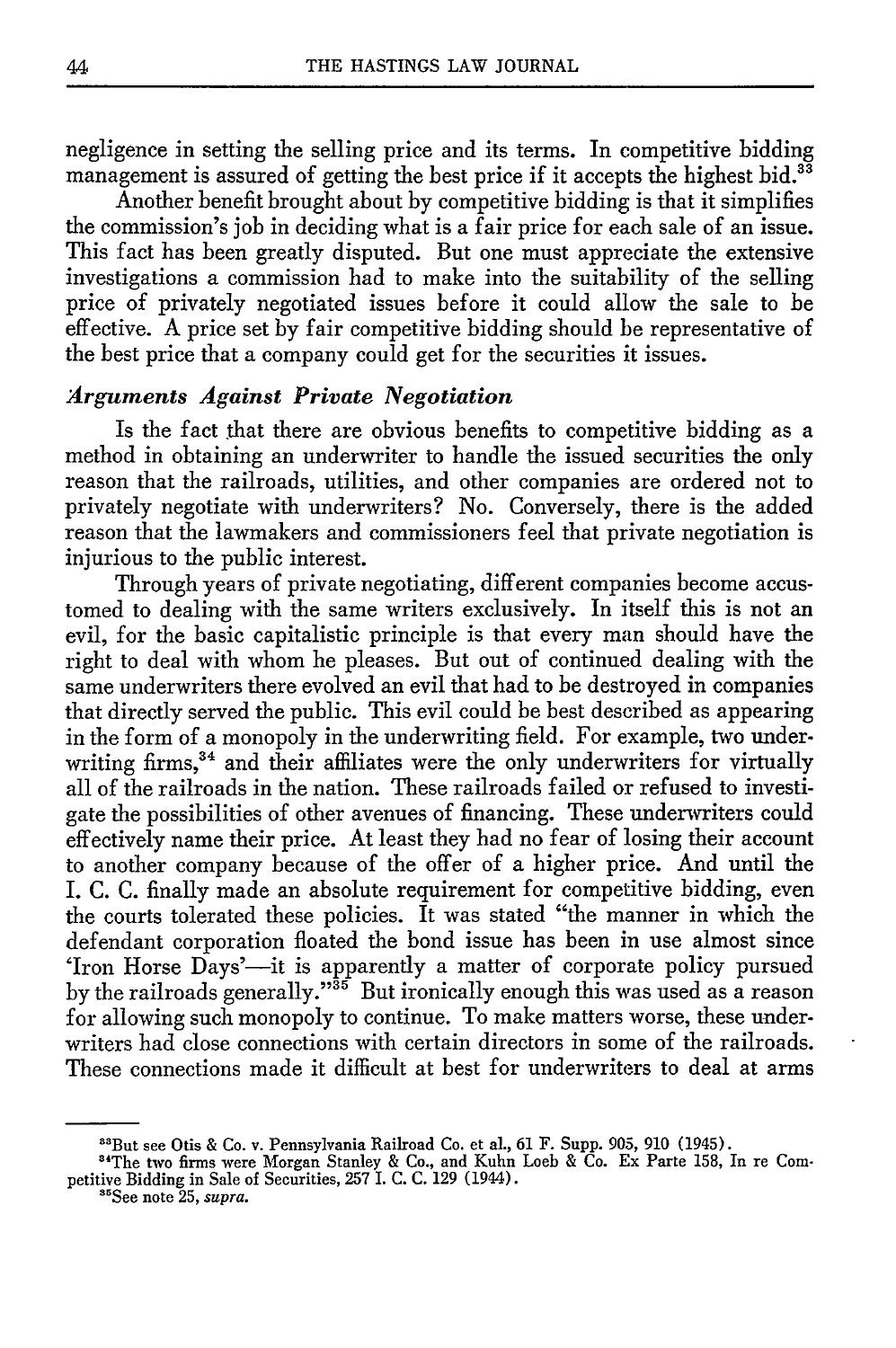negligence in setting the selling price and its terms. In competitive bidding management is assured of getting the best price if it accepts the highest bid.[33]

Another benefit brought about by competitive bidding is that it simplifies the commission's job in deciding what is a fair price for each sale of an issue. This fact has been greatly disputed. But one must appreciate the extensive investigations a commission had to make into the suitability of the selling price of privately negotiated issues before it could allow the sale to be effective. A price set by fair competitive bidding should be representative of the best price that a company could get for the securities it issues.

### *Arguments Against Private Negotiation*

Is the fact that there are obvious benefits to competitive bidding as a method in obtaining an underwriter to handle the issued securities the only reason that the railroads, utilities, and other companies are ordered not to privately negotiate with underwriters? No. Conversely, there is the added reason that the lawmakers and commissioners feel that private negotiation is injurious to the public interest.

Through years of private negotiating, different companies become accustomed to dealing with the same writers exclusively. In itself this is not an evil, for the basic capitalistic principle is that every man should have the right to deal with whom he pleases. But out of continued dealing with the same underwriters there evolved an evil that had to be destroyed in companies that directly served the public. This evil could be best described as appearing in the form of a monopoly in the underwriting field. For example, two underwriting firms,[34] and their affiliates were the only underwriters for virtually all of the railroads in the nation. These railroads failed or refused to investigate the possibilities of other avenues of financing. These underwriters could effectively name their price. At least they had no fear of losing their account to another company because of the offer of a higher price. And until the I. C. C. finally made an absolute requirement for competitive bidding, even the courts tolerated these policies. It was stated "the manner in which the defendant corporation floated the bond issue has been in use almost since 'Iron Horse Days'—it is apparently a matter of corporate policy pursued by the railroads generally."[35] But ironically enough this was used as a reason for allowing such monopoly to continue. To make matters worse, these underwriters had close connections with certain directors in some of the railroads. These connections made it difficult at best for underwriters to deal at arms

---

[33]But see Otis & Co. v. Pennsylvania Railroad Co. et al., 61 F. Supp. 905, 910 (1945).

[34]The two firms were Morgan Stanley & Co., and Kuhn Loeb & Co. Ex Parte 158, In re Competitive Bidding in Sale of Securities, 257 I. C. C. 129 (1944).

[35]See note 25, *supra*.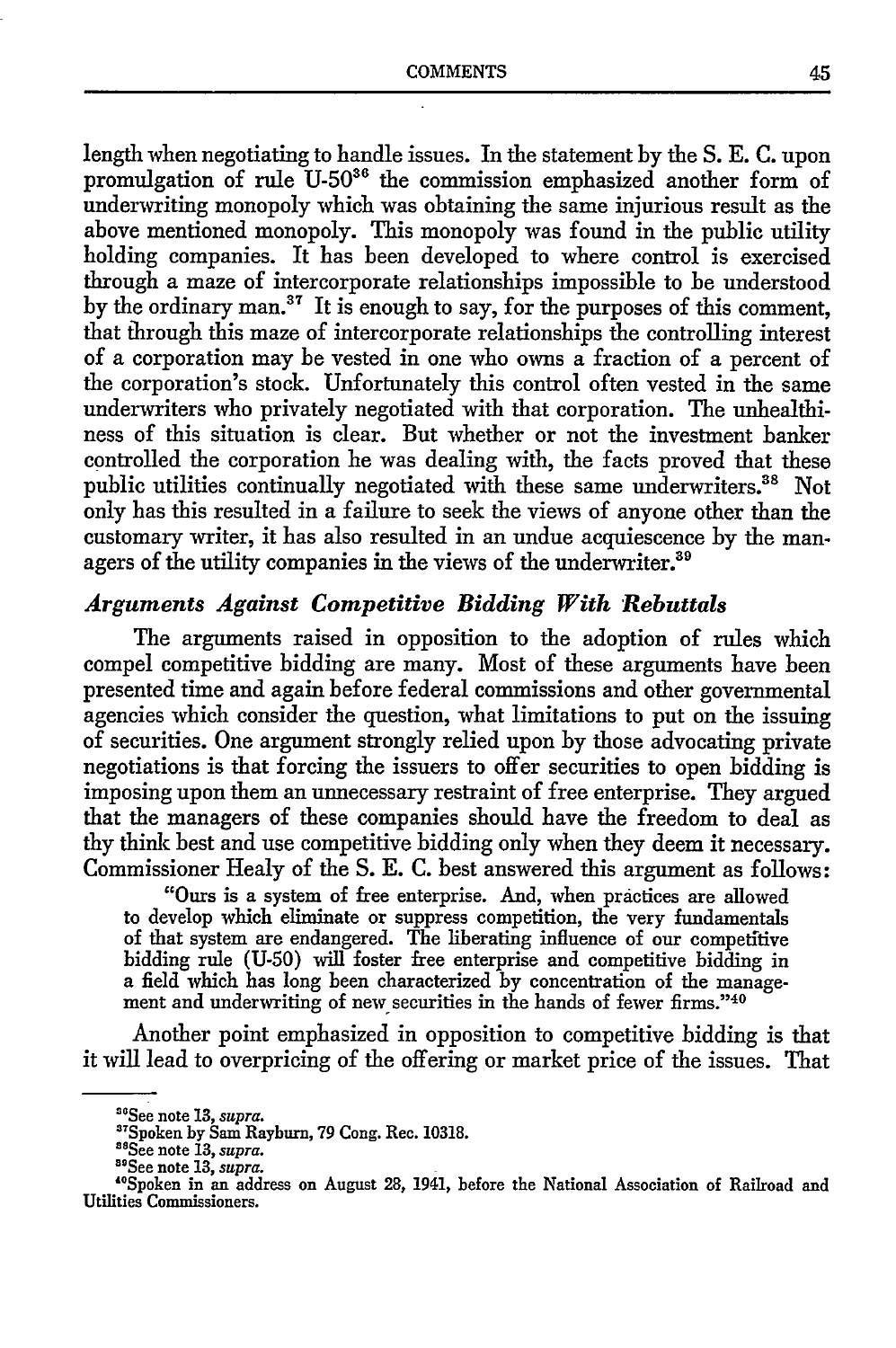length when negotiating to handle issues. In the statement by the S. E. C. upon promulgation of rule U-50[36] the commission emphasized another form of underwriting monopoly which was obtaining the same injurious result as the above mentioned monopoly. This monopoly was found in the public utility holding companies. It has been developed to where control is exercised through a maze of intercorporate relationships impossible to be understood by the ordinary man.[37] It is enough to say, for the purposes of this comment, that through this maze of intercorporate relationships the controlling interest of a corporation may be vested in one who owns a fraction of a percent of the corporation's stock. Unfortunately this control often vested in the same underwriters who privately negotiated with that corporation. The unhealthiness of this situation is clear. But whether or not the investment banker controlled the corporation he was dealing with, the facts proved that these public utilities continually negotiated with these same underwriters.[38] Not only has this resulted in a failure to seek the views of anyone other than the customary writer, it has also resulted in an undue acquiescence by the managers of the utility companies in the views of the underwriter.[39]

### *Arguments Against Competitive Bidding With Rebuttals*

The arguments raised in opposition to the adoption of rules which compel competitive bidding are many. Most of these arguments have been presented time and again before federal commissions and other governmental agencies which consider the question, what limitations to put on the issuing of securities. One argument strongly relied upon by those advocating private negotiations is that forcing the issuers to offer securities to open bidding is imposing upon them an unnecessary restraint of free enterprise. They argued that the managers of these companies should have the freedom to deal as thy think best and use competitive bidding only when they deem it necessary. Commissioner Healy of the S. E. C. best answered this argument as follows:

> "Ours is a system of free enterprise. And, when practices are allowed to develop which eliminate or suppress competition, the very fundamentals of that system are endangered. The liberating influence of our competitive bidding rule (U-50) will foster free enterprise and competitive bidding in a field which has long been characterized by concentration of the management and underwriting of new securities in the hands of fewer firms."[40]

Another point emphasized in opposition to competitive bidding is that it will lead to overpricing of the offering or market price of the issues. That

---

[36]See note 13, *supra*.

[37]Spoken by Sam Rayburn, 79 Cong. Rec. 10318.

[38]See note 13, *supra*.

[39]See note 13, *supra*.

[40]Spoken in an address on August 28, 1941, before the National Association of Railroad and Utilities Commissioners.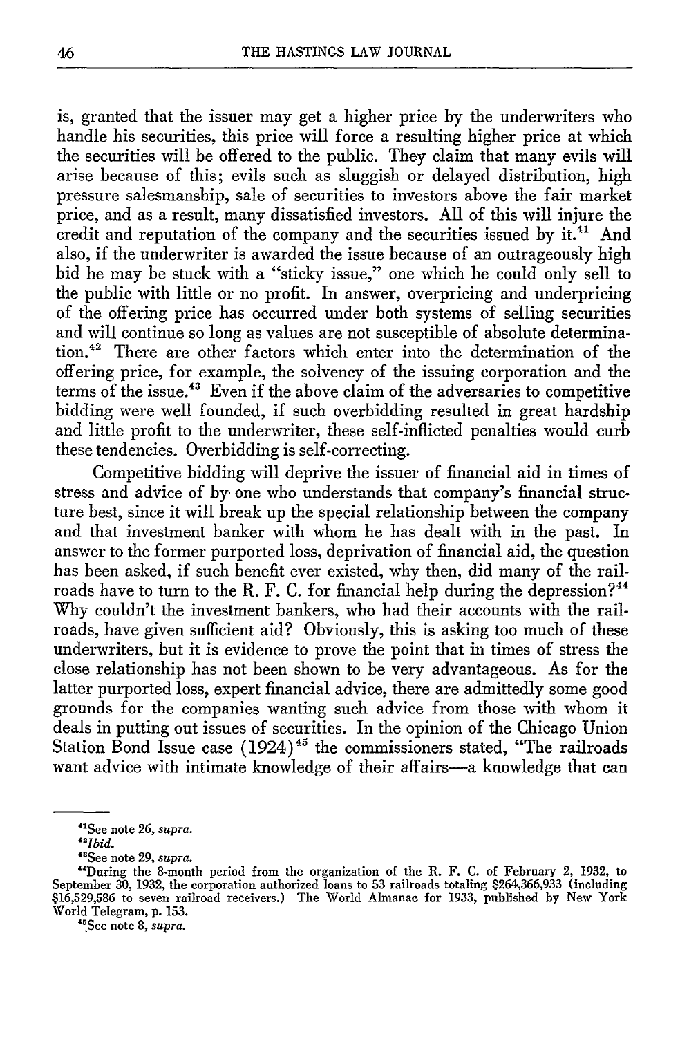is, granted that the issuer may get a higher price by the underwriters who handle his securities, this price will force a resulting higher price at which the securities will be offered to the public. They claim that many evils will arise because of this; evils such as sluggish or delayed distribution, high pressure salesmanship, sale of securities to investors above the fair market price, and as a result, many dissatisfied investors. All of this will injure the credit and reputation of the company and the securities issued by it.[41] And also, if the underwriter is awarded the issue because of an outrageously high bid he may be stuck with a "sticky issue," one which he could only sell to the public with little or no profit. In answer, overpricing and underpricing of the offering price has occurred under both systems of selling securities and will continue so long as values are not susceptible of absolute determination.[42] There are other factors which enter into the determination of the offering price, for example, the solvency of the issuing corporation and the terms of the issue.[43] Even if the above claim of the adversaries to competitive bidding were well founded, if such overbidding resulted in great hardship and little profit to the underwriter, these self-inflicted penalties would curb these tendencies. Overbidding is self-correcting.

Competitive bidding will deprive the issuer of financial aid in times of stress and advice of by one who understands that company's financial structure best, since it will break up the special relationship between the company and that investment banker with whom he has dealt with in the past. In answer to the former purported loss, deprivation of financial aid, the question has been asked, if such benefit ever existed, why then, did many of the railroads have to turn to the R. F. C. for financial help during the depression?[44] Why couldn't the investment bankers, who had their accounts with the railroads, have given sufficient aid? Obviously, this is asking too much of these underwriters, but it is evidence to prove the point that in times of stress the close relationship has not been shown to be very advantageous. As for the latter purported loss, expert financial advice, there are admittedly some good grounds for the companies wanting such advice from those with whom it deals in putting out issues of securities. In the opinion of the Chicago Union Station Bond Issue case (1924)[45] the commissioners stated, "The railroads want advice with intimate knowledge of their affairs—a knowledge that can

---

[41] See note 26, *supra*.

[42] *Ibid.*

[43] See note 29, *supra*.

[44] "During the 8-month period from the organization of the R. F. C. of February 2, 1932, to September 30, 1932, the corporation authorized loans to 53 railroads totaling $264,366,933 (including $16,529,586 to seven railroad receivers.) The World Almanac for 1933, published by New York World Telegram, p. 153.

[45] See note 8, *supra*.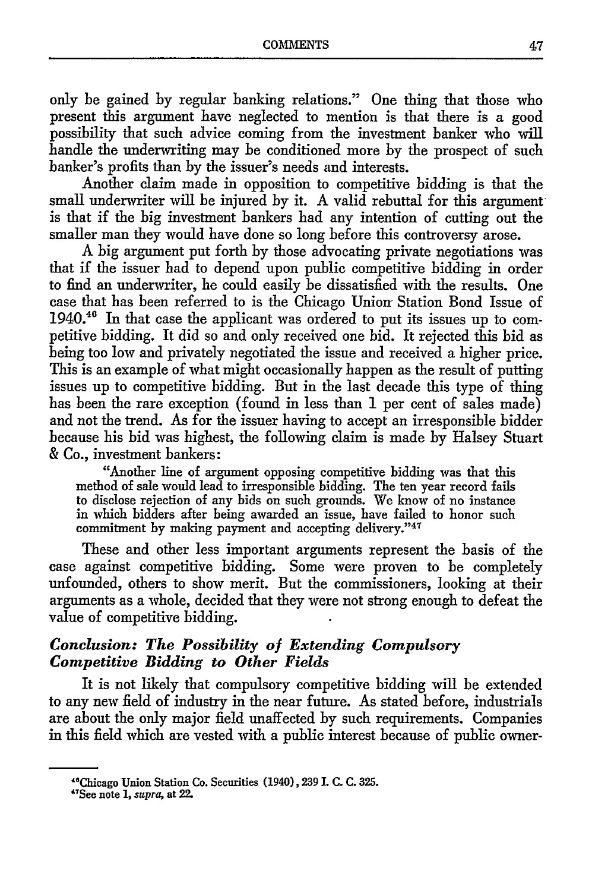only be gained by regular banking relations." One thing that those who present this argument have neglected to mention is that there is a good possibility that such advice coming from the investment banker who will handle the underwriting may be conditioned more by the prospect of such banker's profits than by the issuer's needs and interests.

Another claim made in opposition to competitive bidding is that the small underwriter will be injured by it. A valid rebuttal for this argument is that if the big investment bankers had any intention of cutting out the smaller man they would have done so long before this controversy arose.

A big argument put forth by those advocating private negotiations was that if the issuer had to depend upon public competitive bidding in order to find an underwriter, he could easily be dissatisfied with the results. One case that has been referred to is the Chicago Union Station Bond Issue of 1940.[46] In that case the applicant was ordered to put its issues up to competitive bidding. It did so and only received one bid. It rejected this bid as being too low and privately negotiated the issue and received a higher price. This is an example of what might occasionally happen as the result of putting issues up to competitive bidding. But in the last decade this type of thing has been the rare exception (found in less than 1 per cent of sales made) and not the trend. As for the issuer having to accept an irresponsible bidder because his bid was highest, the following claim is made by Halsey Stuart & Co., investment bankers:

> "Another line of argument opposing competitive bidding was that this method of sale would lead to irresponsible bidding. The ten year record fails to disclose rejection of any bids on such grounds. We know of no instance in which bidders after being awarded an issue, have failed to honor such commitment by making payment and accepting delivery."[47]

These and other less important arguments represent the basis of the case against competitive bidding. Some were proven to be completely unfounded, others to show merit. But the commissioners, looking at their arguments as a whole, decided that they were not strong enough to defeat the value of competitive bidding.

### *Conclusion: The Possibility of Extending Compulsory Competitive Bidding to Other Fields*

It is not likely that compulsory competitive bidding will be extended to any new field of industry in the near future. As stated before, industrials are about the only major field unaffected by such requirements. Companies in this field which are vested with a public interest because of public owner-

---

[46] Chicago Union Station Co. Securities (1940), 239 I. C. C. 325.

[47] See note 1, *supra*, at 22.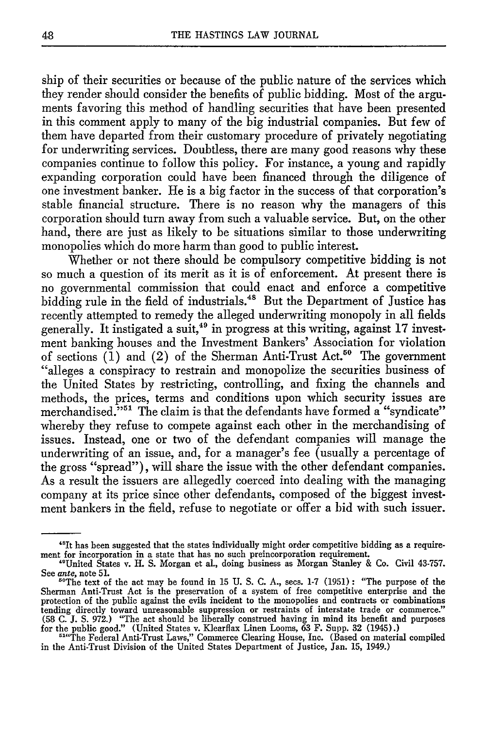ship of their securities or because of the public nature of the services which they render should consider the benefits of public bidding. Most of the arguments favoring this method of handling securities that have been presented in this comment apply to many of the big industrial companies. But few of them have departed from their customary procedure of privately negotiating for underwriting services. Doubtless, there are many good reasons why these companies continue to follow this policy. For instance, a young and rapidly expanding corporation could have been financed through the diligence of one investment banker. He is a big factor in the success of that corporation's stable financial structure. There is no reason why the managers of this corporation should turn away from such a valuable service. But, on the other hand, there are just as likely to be situations similar to those underwriting monopolies which do more harm than good to public interest.

Whether or not there should be compulsory competitive bidding is not so much a question of its merit as it is of enforcement. At present there is no governmental commission that could enact and enforce a competitive bidding rule in the field of industrials.[48] But the Department of Justice has recently attempted to remedy the alleged underwriting monopoly in all fields generally. It instigated a suit,[49] in progress at this writing, against 17 investment banking houses and the Investment Bankers' Association for violation of sections (1) and (2) of the Sherman Anti-Trust Act.[50] The government "alleges a conspiracy to restrain and monopolize the securities business of the United States by restricting, controlling, and fixing the channels and methods, the prices, terms and conditions upon which security issues are merchandised."[51] The claim is that the defendants have formed a "syndicate" whereby they refuse to compete against each other in the merchandising of issues. Instead, one or two of the defendant companies will manage the underwriting of an issue, and, for a manager's fee (usually a percentage of the gross "spread"), will share the issue with the other defendant companies. As a result the issuers are allegedly coerced into dealing with the managing company at its price since other defendants, composed of the biggest investment bankers in the field, refuse to negotiate or offer a bid with such issuer.

---

[48]It has been suggested that the states individually might order competitive bidding as a requirement for incorporation in a state that has no such preincorporation requirement.

[49]United States v. H. S. Morgan et al., doing business as Morgan Stanley & Co. Civil 43-757. See *ante*, note 51.

[50]The text of the act may be found in 15 U. S. C. A., secs. 1-7 (1951): "The purpose of the Sherman Anti-Trust Act is the preservation of a system of free competitive enterprise and the protection of the public against the evils incident to the monopolies and contracts or combinations tending directly toward unreasonable suppression or restraints of interstate trade or commerce." (58 C. J. S. 972.) "The act should be liberally construed having in mind its benefit and purposes for the public good." (United States v. Klearflax Linen Looms, 63 F. Supp. 32 (1945).)

[51]"The Federal Anti-Trust Laws," Commerce Clearing House, Inc. (Based on material compiled in the Anti-Trust Division of the United States Department of Justice, Jan. 15, 1949.)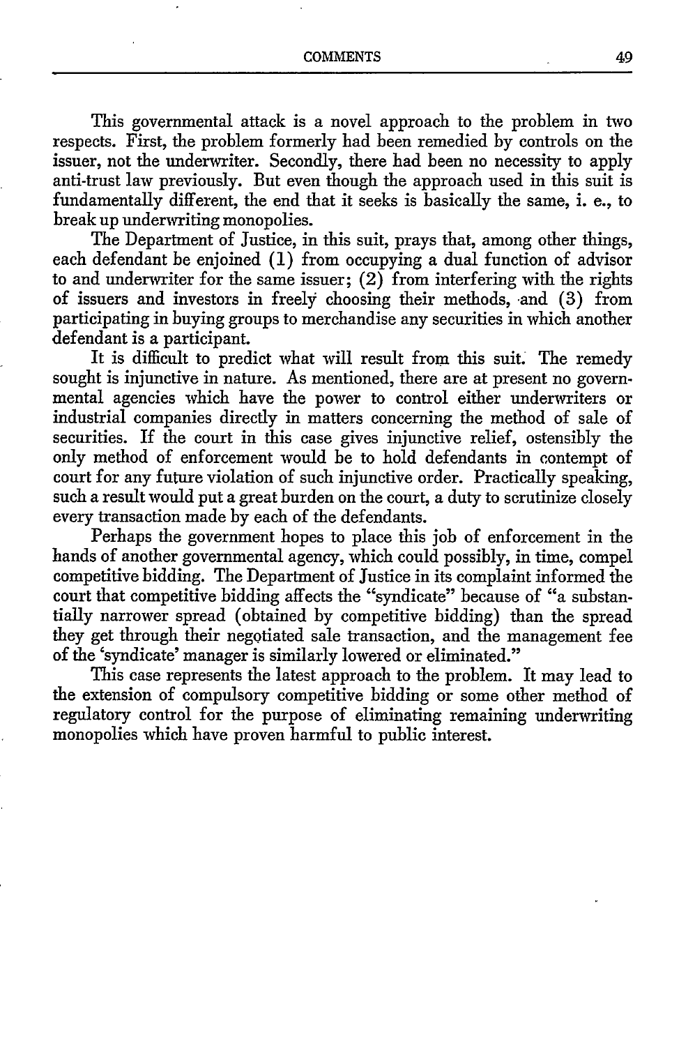This governmental attack is a novel approach to the problem in two respects. First, the problem formerly had been remedied by controls on the issuer, not the underwriter. Secondly, there had been no necessity to apply anti-trust law previously. But even though the approach used in this suit is fundamentally different, the end that it seeks is basically the same, i. e., to break up underwriting monopolies.

The Department of Justice, in this suit, prays that, among other things, each defendant be enjoined (1) from occupying a dual function of advisor to and underwriter for the same issuer; (2) from interfering with the rights of issuers and investors in freely choosing their methods, and (3) from participating in buying groups to merchandise any securities in which another defendant is a participant.

It is difficult to predict what will result from this suit. The remedy sought is injunctive in nature. As mentioned, there are at present no governmental agencies which have the power to control either underwriters or industrial companies directly in matters concerning the method of sale of securities. If the court in this case gives injunctive relief, ostensibly the only method of enforcement would be to hold defendants in contempt of court for any future violation of such injunctive order. Practically speaking, such a result would put a great burden on the court, a duty to scrutinize closely every transaction made by each of the defendants.

Perhaps the government hopes to place this job of enforcement in the hands of another governmental agency, which could possibly, in time, compel competitive bidding. The Department of Justice in its complaint informed the court that competitive bidding affects the "syndicate" because of "a substantially narrower spread (obtained by competitive bidding) than the spread they get through their negotiated sale transaction, and the management fee of the 'syndicate' manager is similarly lowered or eliminated."

This case represents the latest approach to the problem. It may lead to the extension of compulsory competitive bidding or some other method of regulatory control for the purpose of eliminating remaining underwriting monopolies which have proven harmful to public interest.